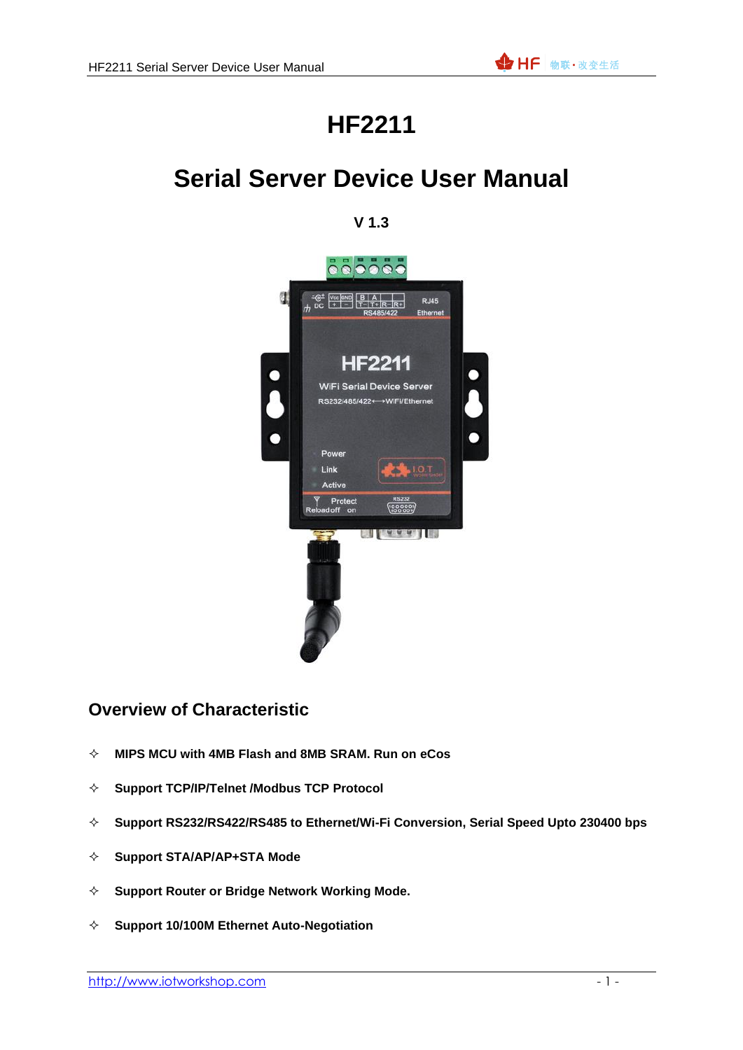# HF2211

# Serial Server Device User Manual

**V 1.3**

## Overview of Characteristic

- ✧ **MIPS MCU with 4MB Flash and 8MB SRAM. Run on eCos**
- ✧ **Support TCP/IP/Telnet /Modbus TCP Protocol**
- ✧ **Support RS232/RS422/RS485 to Ethernet/Wi-Fi Conversion, Serial Speed Upto 230400 bps**
- ✧ **Support STA/AP/AP+STA Mode**
- ✧ **Support Router or Bridge Network Working Mode.**
- ✧ **Support 10/100M Ethernet Auto-Negotiation**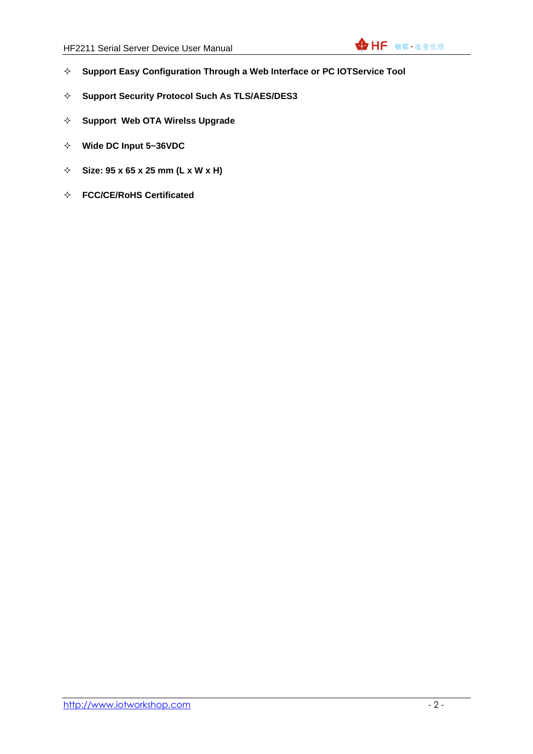- **Support Easy Configuration Through a Web Interface or PC IOTService Tool**
- **Support Security Protocol Such As TLS/AES/DES3**
- **Support Web OTA Wirelss Upgrade**
- **Wide DC Input 5~36VDC**
- **Size: 95 x 65 x 25 mm (L x W x H)**
- **FCC/CE/RoHS Certificated**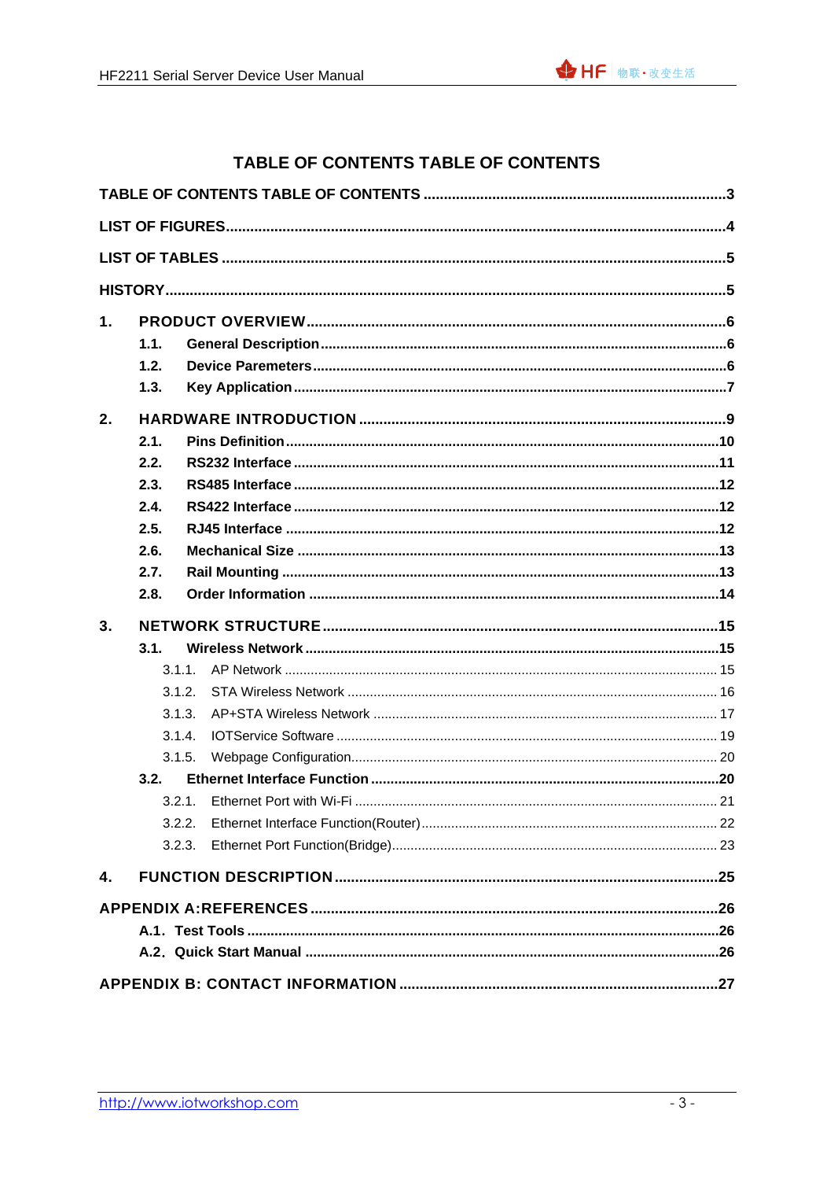# TABLE OF CONTENTS TABLE OF CONTENTS

TABLE OF CONTENTS TABLE OF CONTENTS ....3

LIST OF FIGURES....4

LIST OF TABLES ....5

HISTORY....5

1. PRODUCT OVERVIEW....6
   - 1.1. General Description....6
   - 1.2. Device Paremeters....6
   - 1.3. Key Application....7

2. HARDWARE INTRODUCTION ....9
   - 2.1. Pins Definition....10
   - 2.2. RS232 Interface ....11
   - 2.3. RS485 Interface ....12
   - 2.4. RS422 Interface ....12
   - 2.5. RJ45 Interface ....12
   - 2.6. Mechanical Size ....13
   - 2.7. Rail Mounting ....13
   - 2.8. Order Information ....14

3. NETWORK STRUCTURE....15
   - 3.1. Wireless Network....15
     - 3.1.1. AP Network .... 15
     - 3.1.2. STA Wireless Network .... 16
     - 3.1.3. AP+STA Wireless Network .... 17
     - 3.1.4. IOTService Software .... 19
     - 3.1.5. Webpage Configuration.... 20
   - 3.2. Ethernet Interface Function ....20
     - 3.2.1. Ethernet Port with Wi-Fi .... 21
     - 3.2.2. Ethernet Interface Function(Router).... 22
     - 3.2.3. Ethernet Port Function(Bridge).... 23

4. FUNCTION DESCRIPTION....25

APPENDIX A:REFERENCES....26
   - A.1. Test Tools ....26
   - A.2. Quick Start Manual ....26

APPENDIX B: CONTACT INFORMATION ....27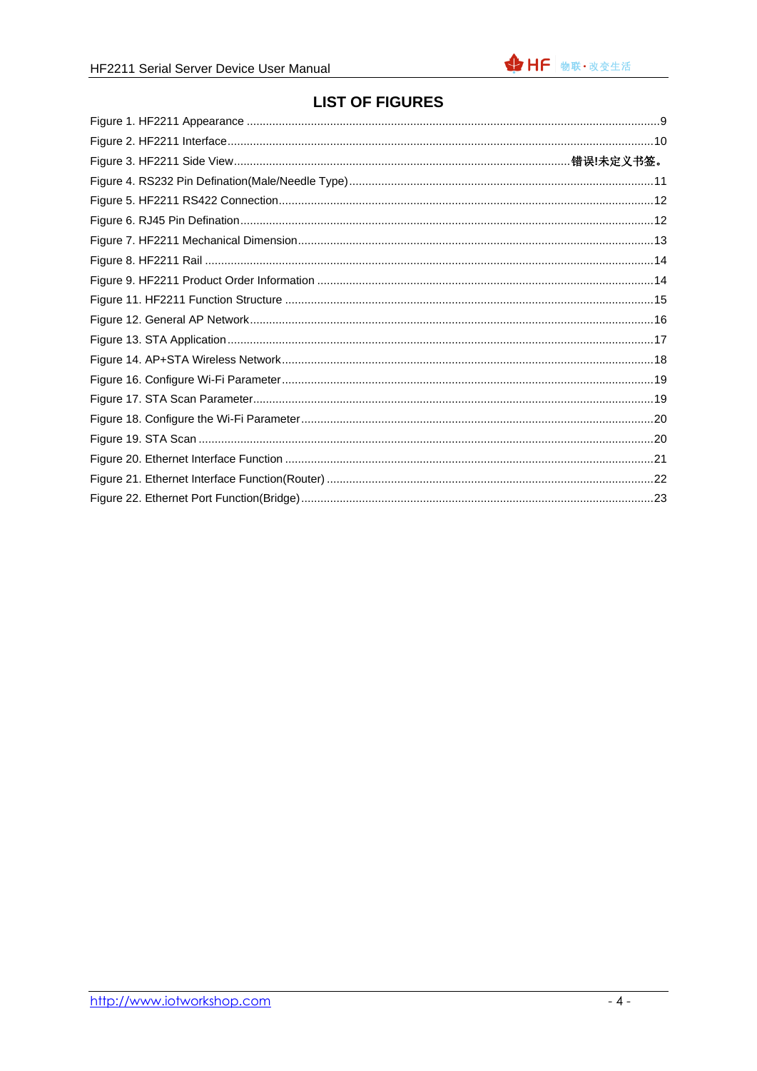# LIST OF FIGURES

Figure 1. HF2211 Appearance ...9
Figure 2. HF2211 Interface ...10
Figure 3. HF2211 Side View ...错误!未定义书签。
Figure 4. RS232 Pin Defination(Male/Needle Type) ...11
Figure 5. HF2211 RS422 Connection ...12
Figure 6. RJ45 Pin Defination ...12
Figure 7. HF2211 Mechanical Dimension ...13
Figure 8. HF2211 Rail ...14
Figure 9. HF2211 Product Order Information ...14
Figure 11. HF2211 Function Structure ...15
Figure 12. General AP Network ...16
Figure 13. STA Application ...17
Figure 14. AP+STA Wireless Network ...18
Figure 16. Configure Wi-Fi Parameter ...19
Figure 17. STA Scan Parameter ...19
Figure 18. Configure the Wi-Fi Parameter ...20
Figure 19. STA Scan ...20
Figure 20. Ethernet Interface Function ...21
Figure 21. Ethernet Interface Function(Router) ...22
Figure 22. Ethernet Port Function(Bridge) ...23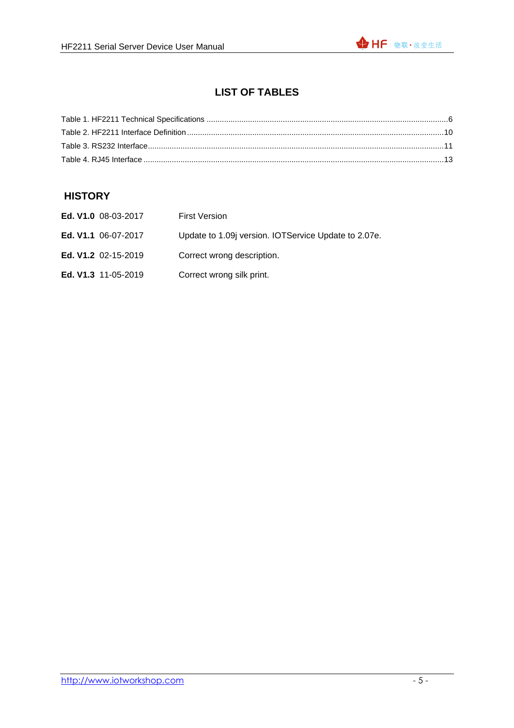# LIST OF TABLES

Table 1. HF2211 Technical Specifications ............................................................................................................6
Table 2. HF2211 Interface Definition ...................................................................................................................10
Table 3. RS232 Interface.....................................................................................................................................11
Table 4. RJ45 Interface .......................................................................................................................................13

## HISTORY

**Ed. V1.0** 08-03-2017 First Version

**Ed. V1.1** 06-07-2017 Update to 1.09j version. IOTService Update to 2.07e.

**Ed. V1.2** 02-15-2019 Correct wrong description.

**Ed. V1.3** 11-05-2019 Correct wrong silk print.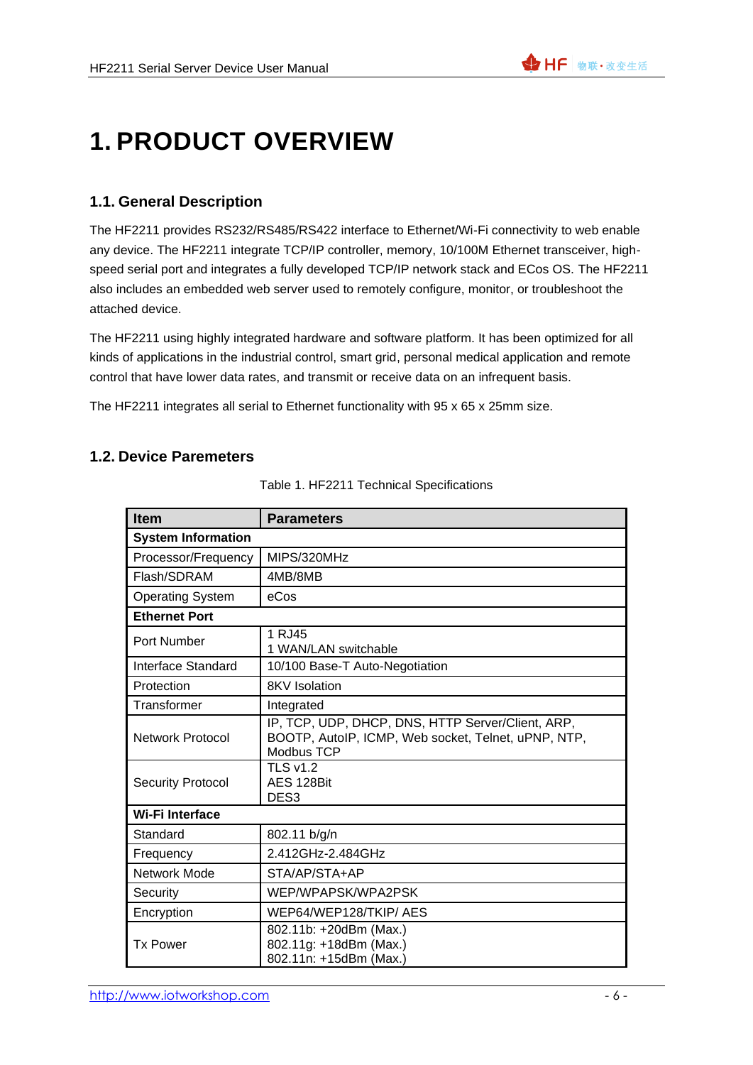// 1. PRODUCT OVERVIEW

## 1.1. General Description

The HF2211 provides RS232/RS485/RS422 interface to Ethernet/Wi-Fi connectivity to web enable any device. The HF2211 integrate TCP/IP controller, memory, 10/100M Ethernet transceiver, high-speed serial port and integrates a fully developed TCP/IP network stack and ECos OS. The HF2211 also includes an embedded web server used to remotely configure, monitor, or troubleshoot the attached device.

The HF2211 using highly integrated hardware and software platform. It has been optimized for all kinds of applications in the industrial control, smart grid, personal medical application and remote control that have lower data rates, and transmit or receive data on an infrequent basis.

The HF2211 integrates all serial to Ethernet functionality with 95 x 65 x 25mm size.

## 1.2. Device Paremeters

Table 1. HF2211 Technical Specifications

| Item | Parameters |
|---|---|
| **System Information** | |
| Processor/Frequency | MIPS/320MHz |
| Flash/SDRAM | 4MB/8MB |
| Operating System | eCos |
| **Ethernet Port** | |
| Port Number | 1 RJ45<br>1 WAN/LAN switchable |
| Interface Standard | 10/100 Base-T Auto-Negotiation |
| Protection | 8KV Isolation |
| Transformer | Integrated |
| Network Protocol | IP, TCP, UDP, DHCP, DNS, HTTP Server/Client, ARP, BOOTP, AutoIP, ICMP, Web socket, Telnet, uPNP, NTP, Modbus TCP |
| Security Protocol | TLS v1.2<br>AES 128Bit<br>DES3 |
| **Wi-Fi Interface** | |
| Standard | 802.11 b/g/n |
| Frequency | 2.412GHz-2.484GHz |
| Network Mode | STA/AP/STA+AP |
| Security | WEP/WPAPSK/WPA2PSK |
| Encryption | WEP64/WEP128/TKIP/ AES |
| Tx Power | 802.11b: +20dBm (Max.)<br>802.11g: +18dBm (Max.)<br>802.11n: +15dBm (Max.) |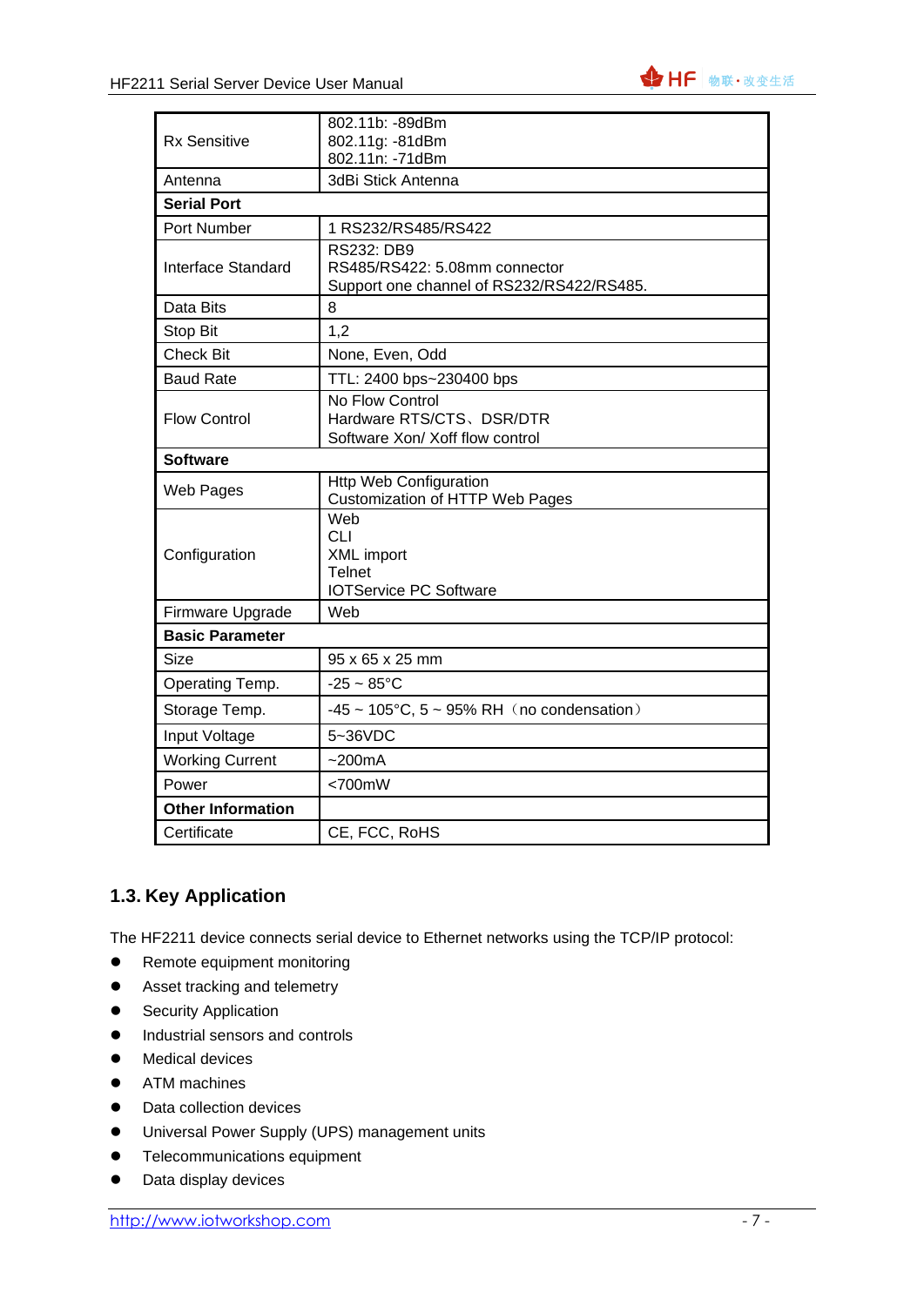| | |
|---|---|
| Rx Sensitive | 802.11b: -89dBm<br>802.11g: -81dBm<br>802.11n: -71dBm |
| Antenna | 3dBi Stick Antenna |
| **Serial Port** | |
| Port Number | 1 RS232/RS485/RS422 |
| Interface Standard | RS232: DB9<br>RS485/RS422: 5.08mm connector<br>Support one channel of RS232/RS422/RS485. |
| Data Bits | 8 |
| Stop Bit | 1,2 |
| Check Bit | None, Even, Odd |
| Baud Rate | TTL: 2400 bps~230400 bps |
| Flow Control | No Flow Control<br>Hardware RTS/CTS、DSR/DTR<br>Software Xon/ Xoff flow control |
| **Software** | |
| Web Pages | Http Web Configuration<br>Customization of HTTP Web Pages |
| Configuration | Web<br>CLI<br>XML import<br>Telnet<br>IOTService PC Software |
| Firmware Upgrade | Web |
| **Basic Parameter** | |
| Size | 95 x 65 x 25 mm |
| Operating Temp. | -25 ~ 85°C |
| Storage Temp. | -45 ~ 105°C, 5 ~ 95% RH（no condensation） |
| Input Voltage | 5~36VDC |
| Working Current | ~200mA |
| Power | <700mW |
| **Other Information** | |
| Certificate | CE, FCC, RoHS |

## 1.3. Key Application

The HF2211 device connects serial device to Ethernet networks using the TCP/IP protocol:

- Remote equipment monitoring
- Asset tracking and telemetry
- Security Application
- Industrial sensors and controls
- Medical devices
- ATM machines
- Data collection devices
- Universal Power Supply (UPS) management units
- Telecommunications equipment
- Data display devices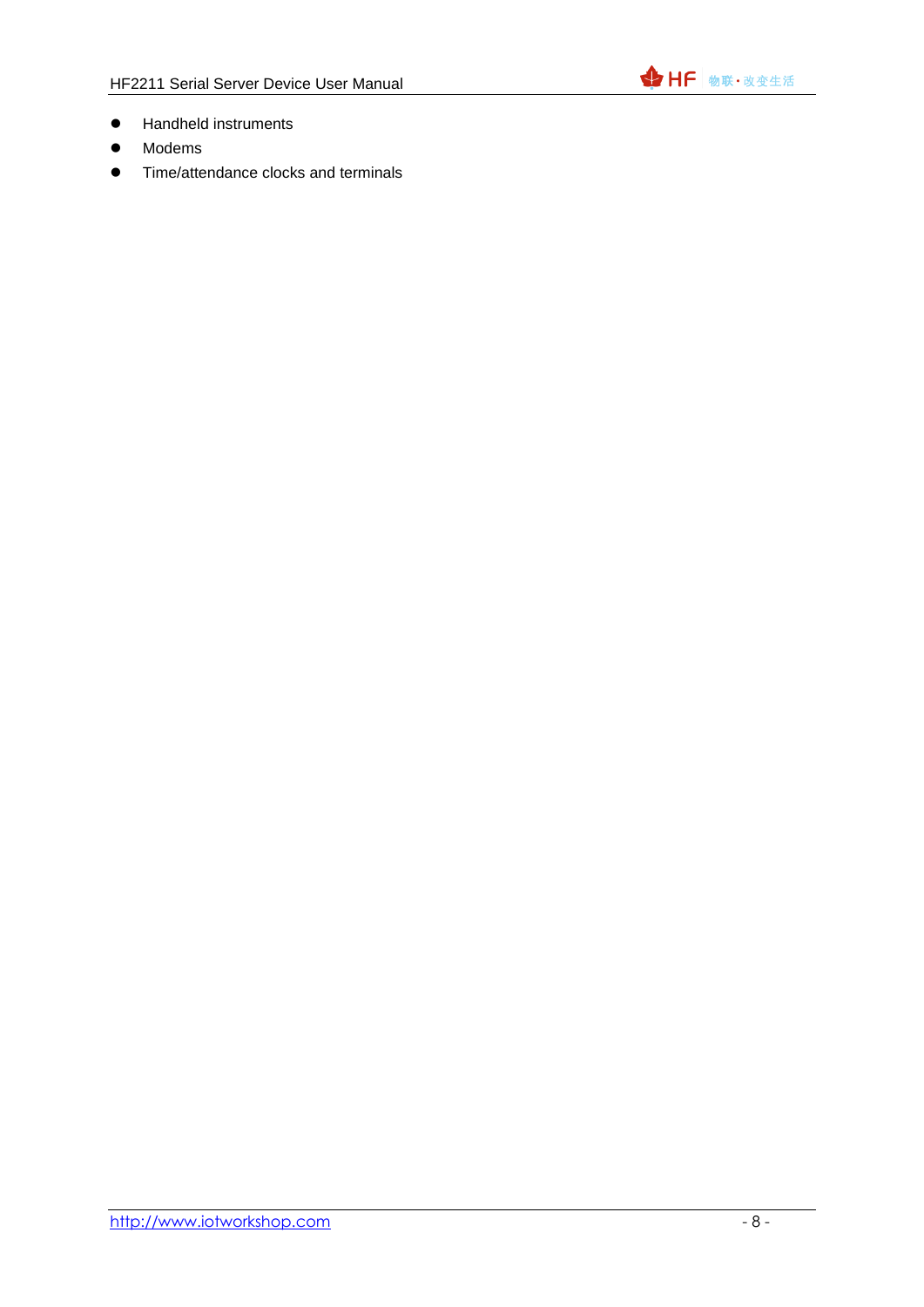- Handheld instruments
- Modems
- Time/attendance clocks and terminals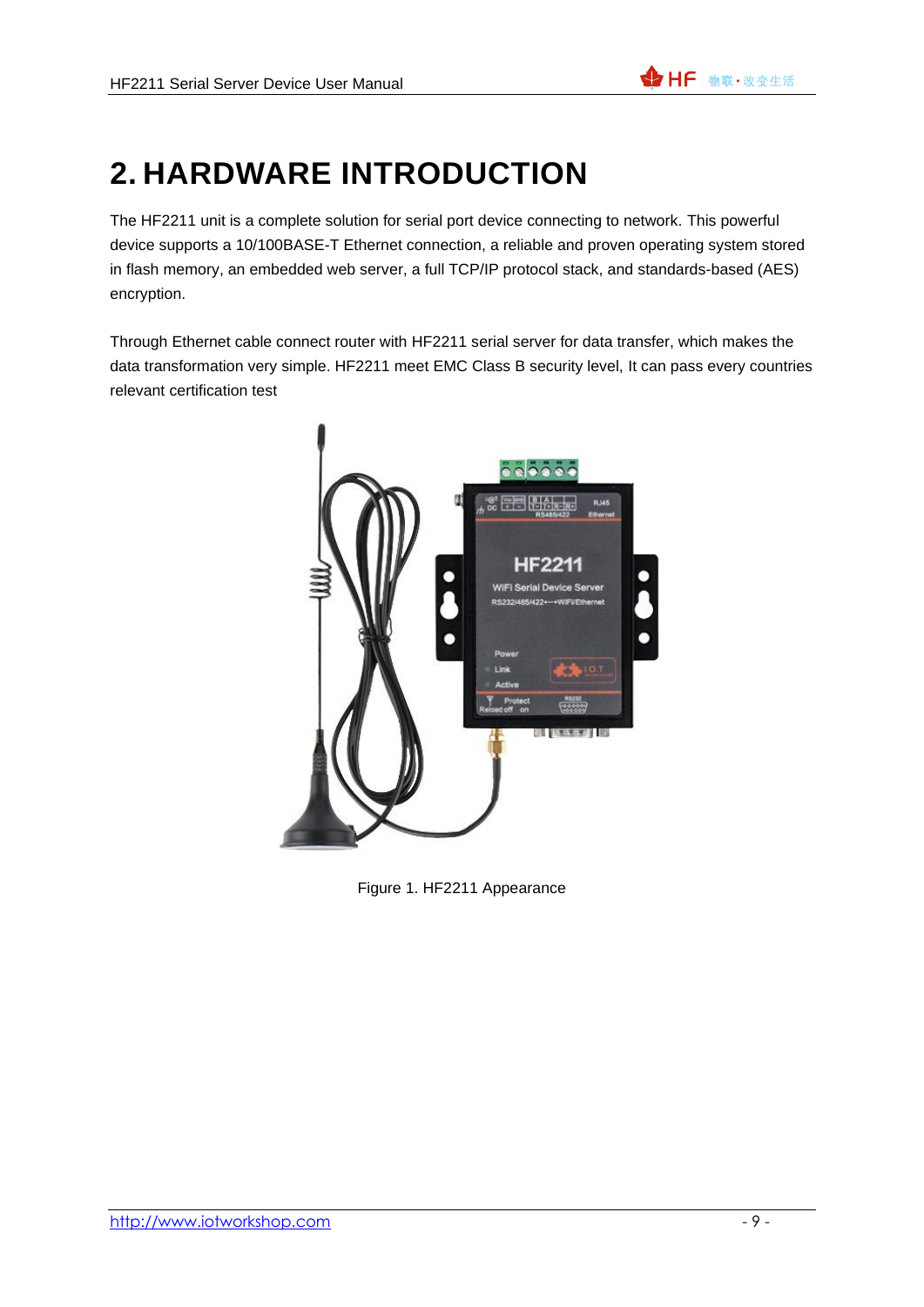# 2. HARDWARE INTRODUCTION

The HF2211 unit is a complete solution for serial port device connecting to network. This powerful device supports a 10/100BASE-T Ethernet connection, a reliable and proven operating system stored in flash memory, an embedded web server, a full TCP/IP protocol stack, and standards-based (AES) encryption.

Through Ethernet cable connect router with HF2211 serial server for data transfer, which makes the data transformation very simple. HF2211 meet EMC Class B security level, It can pass every countries relevant certification test

Figure 1. HF2211 Appearance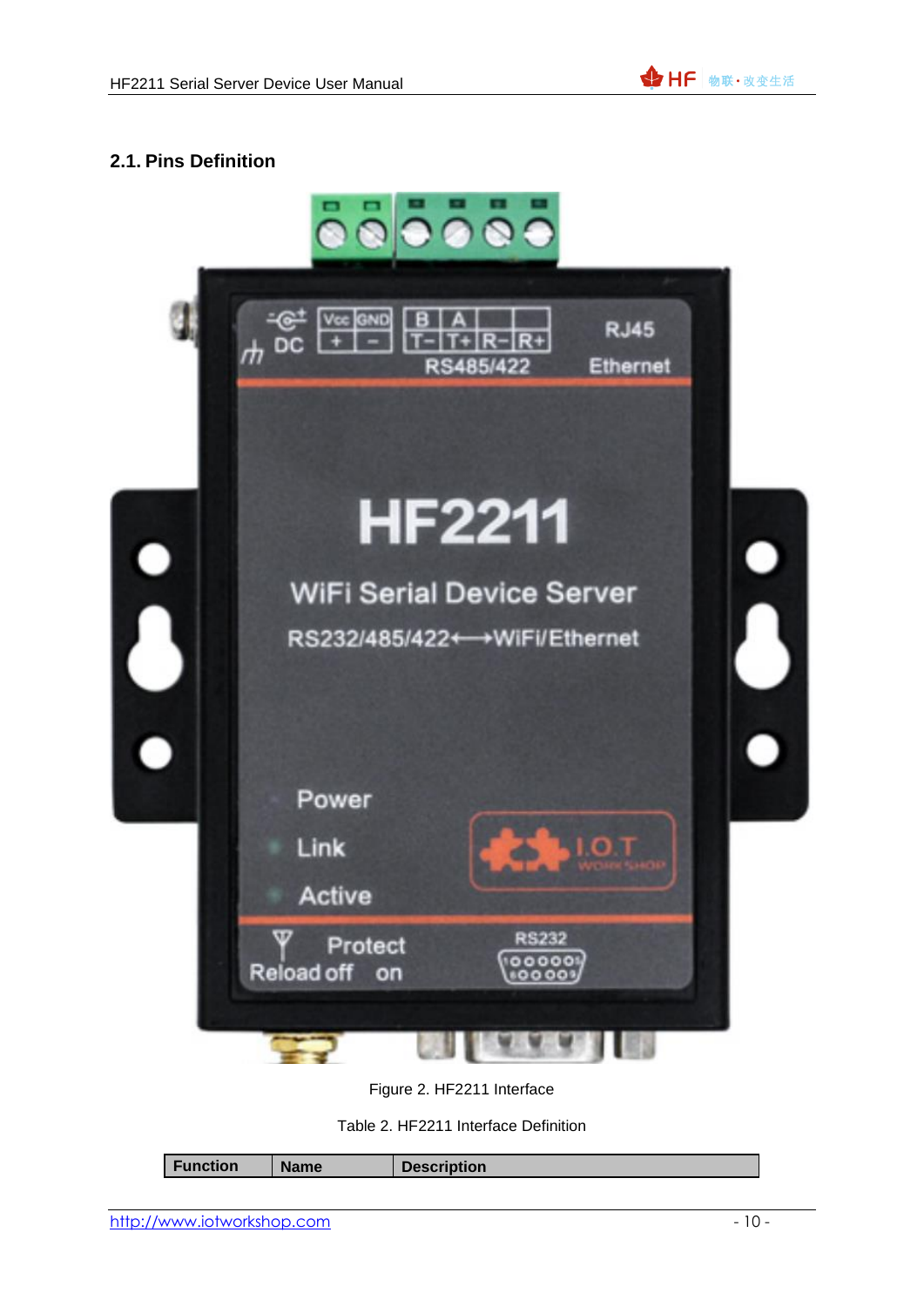## 2.1. Pins Definition

Figure 2. HF2211 Interface

Table 2. HF2211 Interface Definition

| Function | Name | Description |
|---|---|---|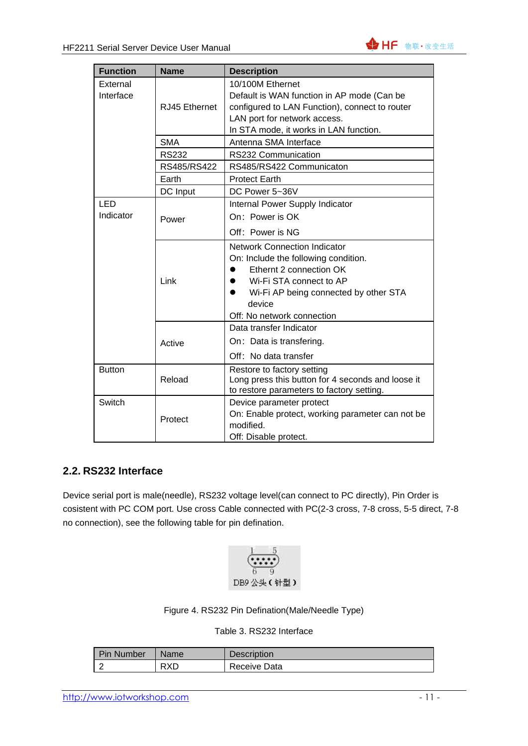| Function | Name | Description |
| --- | --- | --- |
| External Interface | RJ45 Ethernet | 10/100M Ethernet<br>Default is WAN function in AP mode (Can be configured to LAN Function), connect to router LAN port for network access.<br>In STA mode, it works in LAN function. |
| | SMA | Antenna SMA Interface |
| | RS232 | RS232 Communication |
| | RS485/RS422 | RS485/RS422 Communicaton |
| | Earth | Protect Earth |
| | DC Input | DC Power 5~36V |
| LED Indicator | Power | Internal Power Supply Indicator<br>On：Power is OK<br>Off：Power is NG |
| | Link | Network Connection Indicator<br>On: Include the following condition.<br>● Ethernt 2 connection OK<br>● Wi-Fi STA connect to AP<br>● Wi-Fi AP being connected by other STA device<br>Off: No network connection |
| | Active | Data transfer Indicator<br>On：Data is transfering.<br>Off：No data transfer |
| Button | Reload | Restore to factory setting<br>Long press this button for 4 seconds and loose it to restore parameters to factory setting. |
| Switch | Protect | Device parameter protect<br>On: Enable protect, working parameter can not be modified.<br>Off: Disable protect. |

## 2.2. RS232 Interface

Device serial port is male(needle), RS232 voltage level(can connect to PC directly), Pin Order is cosistent with PC COM port. Use cross Cable connected with PC(2-3 cross, 7-8 cross, 5-5 direct, 7-8 no connection), see the following table for pin defination.

DB9 公头（针型）

Figure 4. RS232 Pin Defination(Male/Needle Type)

Table 3. RS232 Interface

| Pin Number | Name | Description |
| --- | --- | --- |
| 2 | RXD | Receive Data |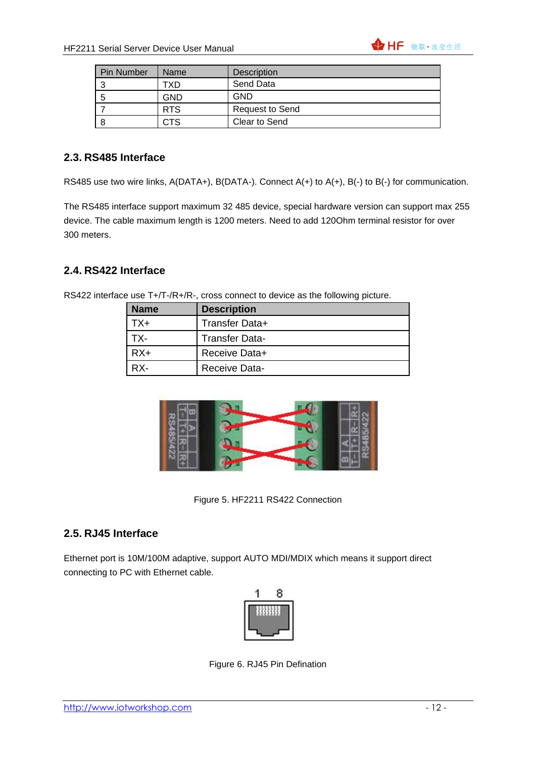| Pin Number | Name | Description |
| --- | --- | --- |
| 3 | TXD | Send Data |
| 5 | GND | GND |
| 7 | RTS | Request to Send |
| 8 | CTS | Clear to Send |

## 2.3. RS485 Interface

RS485 use two wire links, A(DATA+), B(DATA-). Connect A(+) to A(+), B(-) to B(-) for communication.

The RS485 interface support maximum 32 485 device, special hardware version can support max 255 device. The cable maximum length is 1200 meters. Need to add 120Ohm terminal resistor for over 300 meters.

## 2.4. RS422 Interface

RS422 interface use T+/T-/R+/R-, cross connect to device as the following picture.

| Name | Description |
| --- | --- |
| TX+ | Transfer Data+ |
| TX- | Transfer Data- |
| RX+ | Receive Data+ |
| RX- | Receive Data- |

Figure 5. HF2211 RS422 Connection

## 2.5. RJ45 Interface

Ethernet port is 10M/100M adaptive, support AUTO MDI/MDIX which means it support direct connecting to PC with Ethernet cable.

Figure 6. RJ45 Pin Defination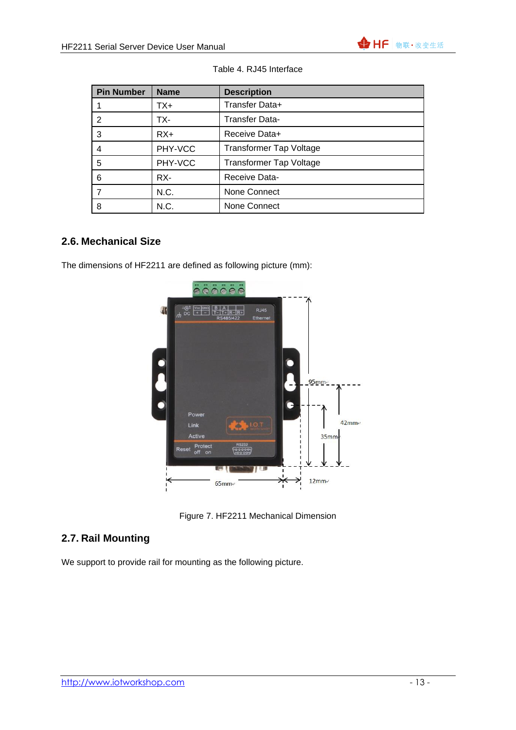Table 4. RJ45 Interface

| Pin Number | Name | Description |
|---|---|---|
| 1 | TX+ | Transfer Data+ |
| 2 | TX- | Transfer Data- |
| 3 | RX+ | Receive Data+ |
| 4 | PHY-VCC | Transformer Tap Voltage |
| 5 | PHY-VCC | Transformer Tap Voltage |
| 6 | RX- | Receive Data- |
| 7 | N.C. | None Connect |
| 8 | N.C. | None Connect |

## 2.6. Mechanical Size

The dimensions of HF2211 are defined as following picture (mm):

Figure 7. HF2211 Mechanical Dimension

## 2.7. Rail Mounting

We support to provide rail for mounting as the following picture.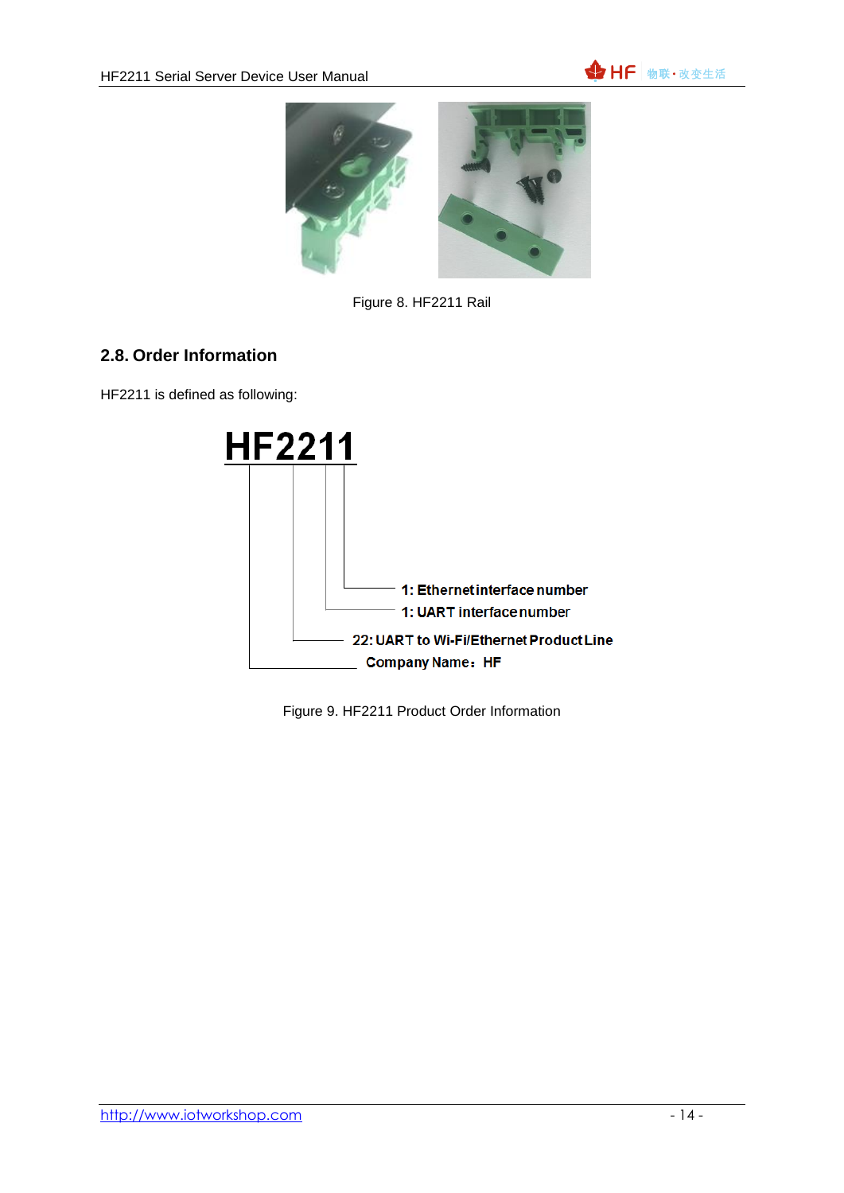Figure 8. HF2211 Rail

## 2.8. Order Information

HF2211 is defined as following:

HF2211

- 1: Ethernet interface number
- 1: UART interface number
- 22: UART to Wi-Fi/Ethernet Product Line
- Company Name：HF

Figure 9. HF2211 Product Order Information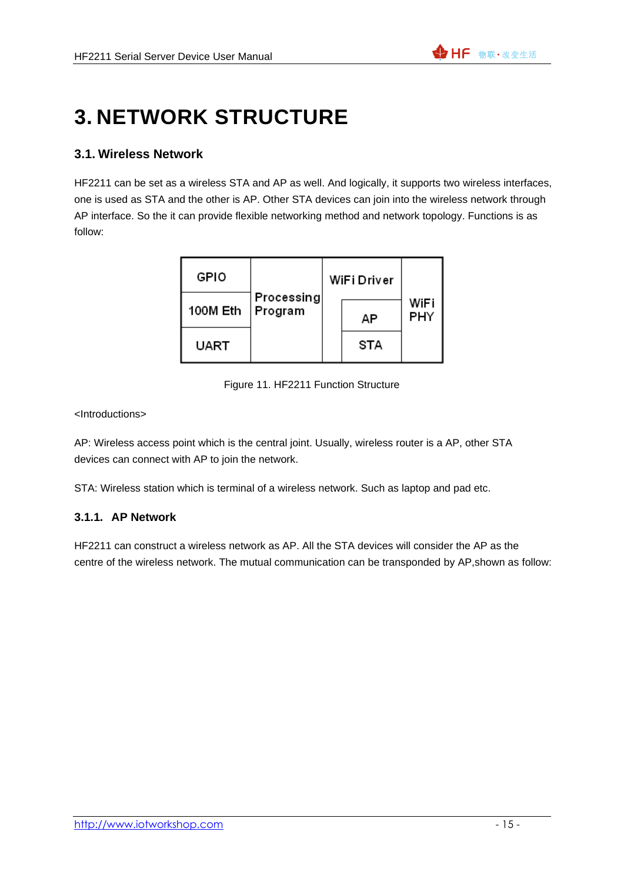# 3. NETWORK STRUCTURE

## 3.1. Wireless Network

HF2211 can be set as a wireless STA and AP as well. And logically, it supports two wireless interfaces, one is used as STA and the other is AP. Other STA devices can join into the wireless network through AP interface. So the it can provide flexible networking method and network topology. Functions is as follow:

| GPIO | Processing Program | WiFi Driver | | WiFi PHY |
|---|---|---|---|---|
| 100M Eth | | | AP | |
| UART | | | STA | |

Figure 11. HF2211 Function Structure

<Introductions>

AP: Wireless access point which is the central joint. Usually, wireless router is a AP, other STA devices can connect with AP to join the network.

STA: Wireless station which is terminal of a wireless network. Such as laptop and pad etc.

### 3.1.1. AP Network

HF2211 can construct a wireless network as AP. All the STA devices will consider the AP as the centre of the wireless network. The mutual communication can be transponded by AP,shown as follow: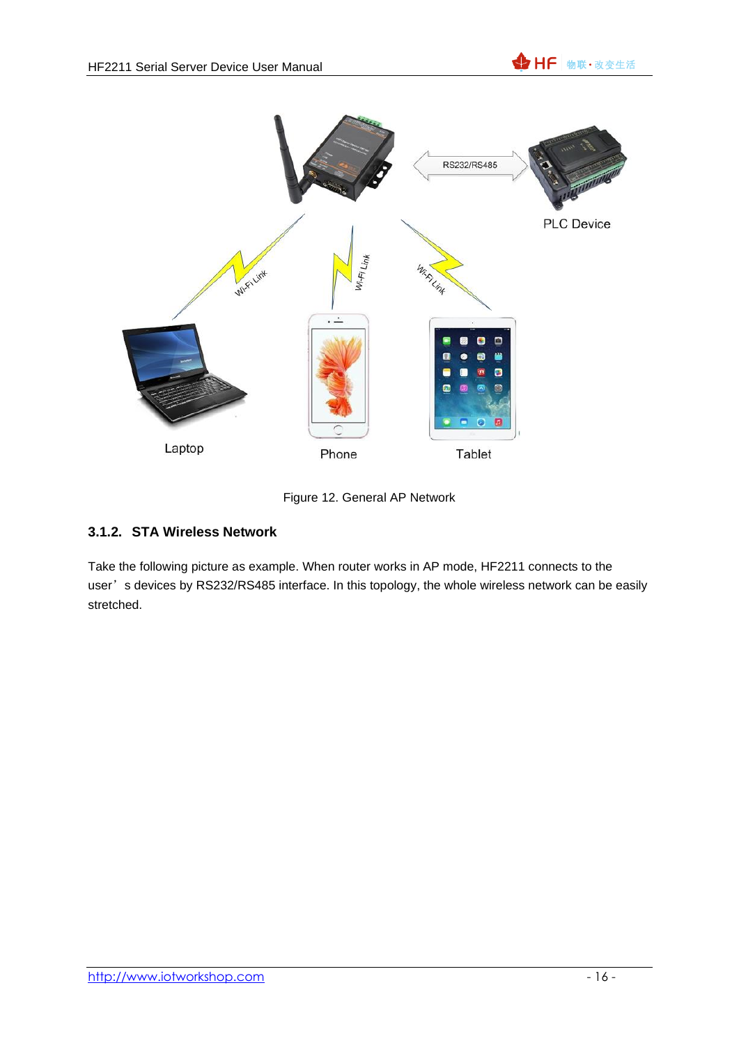Figure 12. General AP Network

### 3.1.2. STA Wireless Network

Take the following picture as example. When router works in AP mode, HF2211 connects to the user’s devices by RS232/RS485 interface. In this topology, the whole wireless network can be easily stretched.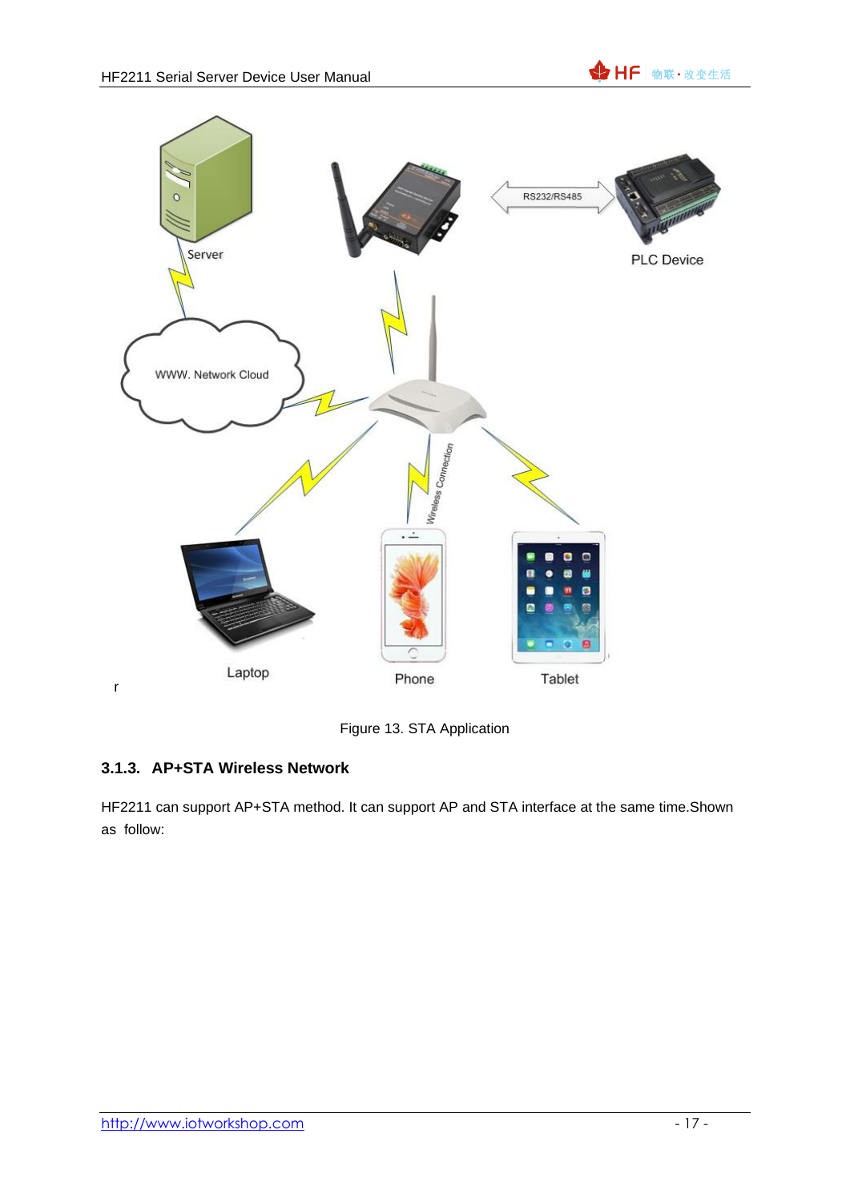r

Figure 13. STA Application

### 3.1.3. AP+STA Wireless Network

HF2211 can support AP+STA method. It can support AP and STA interface at the same time.Shown as follow: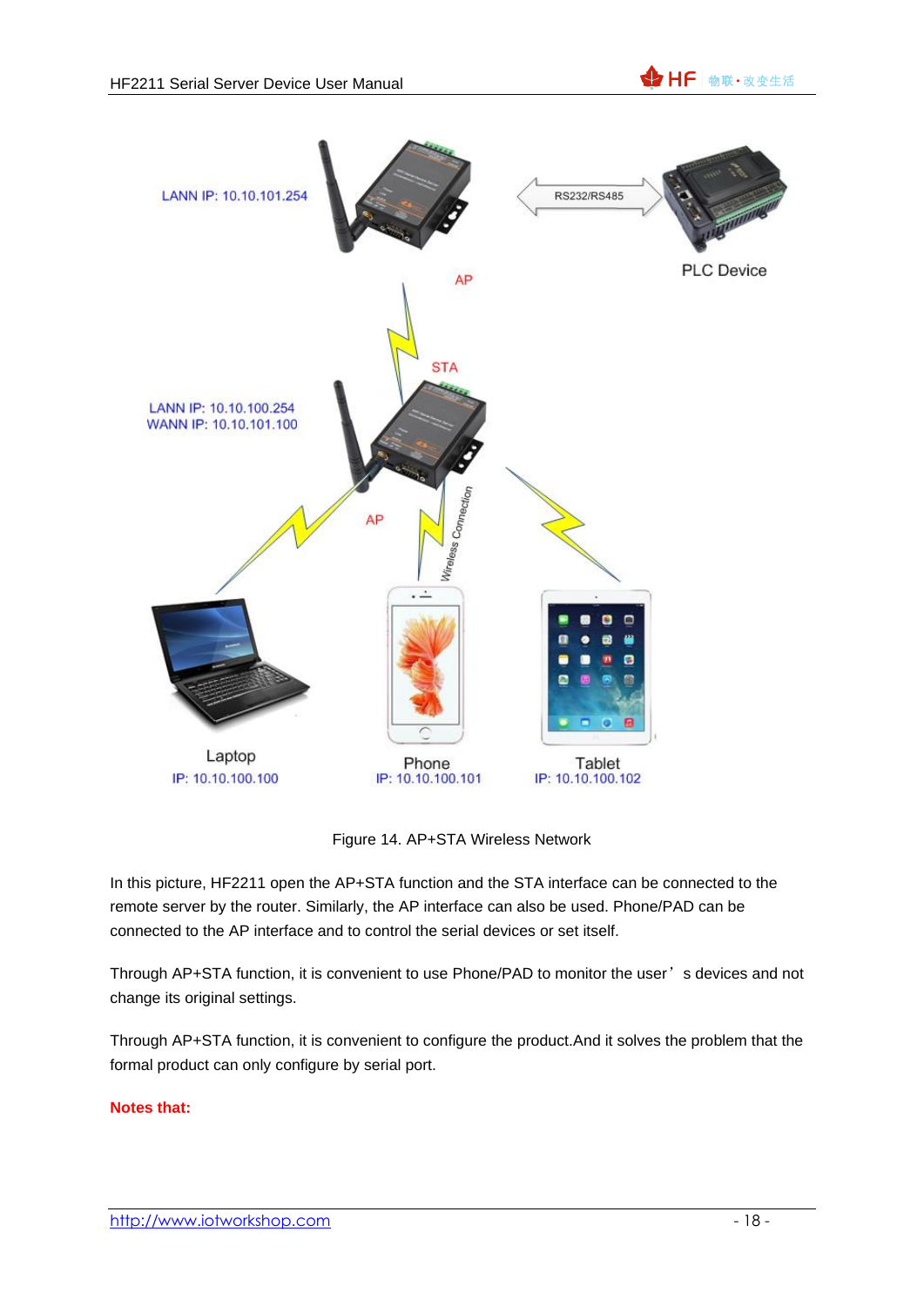Figure 14. AP+STA Wireless Network

In this picture, HF2211 open the AP+STA function and the STA interface can be connected to the remote server by the router. Similarly, the AP interface can also be used. Phone/PAD can be connected to the AP interface and to control the serial devices or set itself.

Through AP+STA function, it is convenient to use Phone/PAD to monitor the user's devices and not change its original settings.

Through AP+STA function, it is convenient to configure the product.And it solves the problem that the formal product can only configure by serial port.

**Notes that:**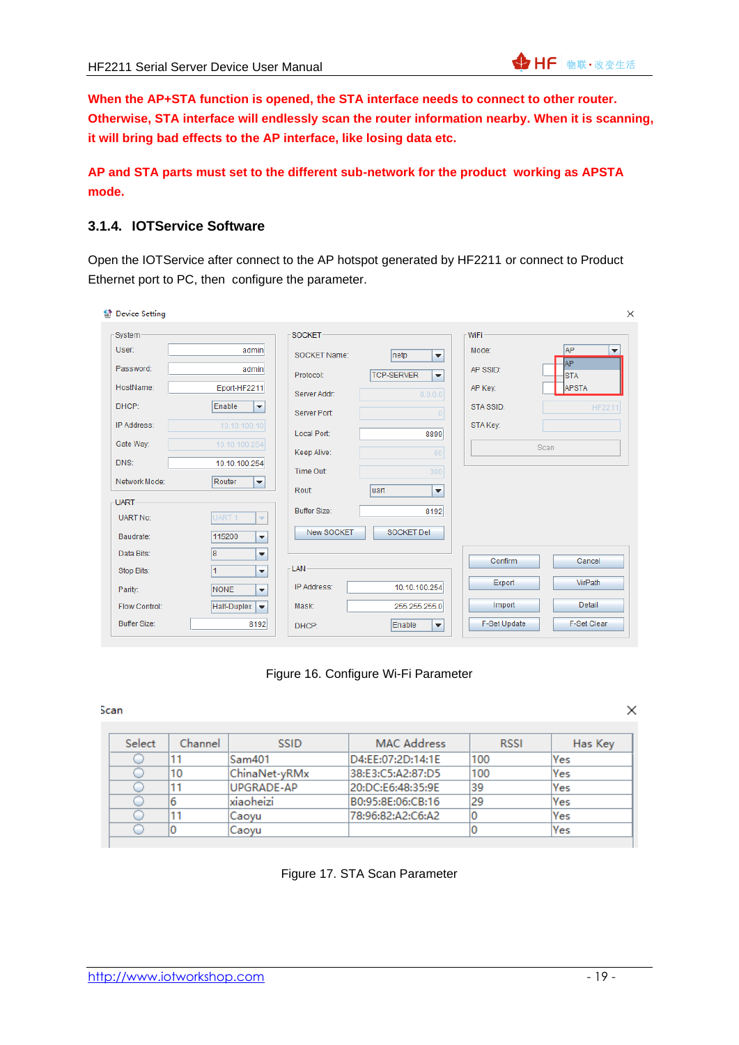**When the AP+STA function is opened, the STA interface needs to connect to other router. Otherwise, STA interface will endlessly scan the router information nearby. When it is scanning, it will bring bad effects to the AP interface, like losing data etc.**

**AP and STA parts must set to the different sub-network for the product working as APSTA mode.**

### 3.1.4. IOTService Software

Open the IOTService after connect to the AP hotspot generated by HF2211 or connect to Product Ethernet port to PC, then configure the parameter.

Figure 16. Configure Wi-Fi Parameter

Figure 17. STA Scan Parameter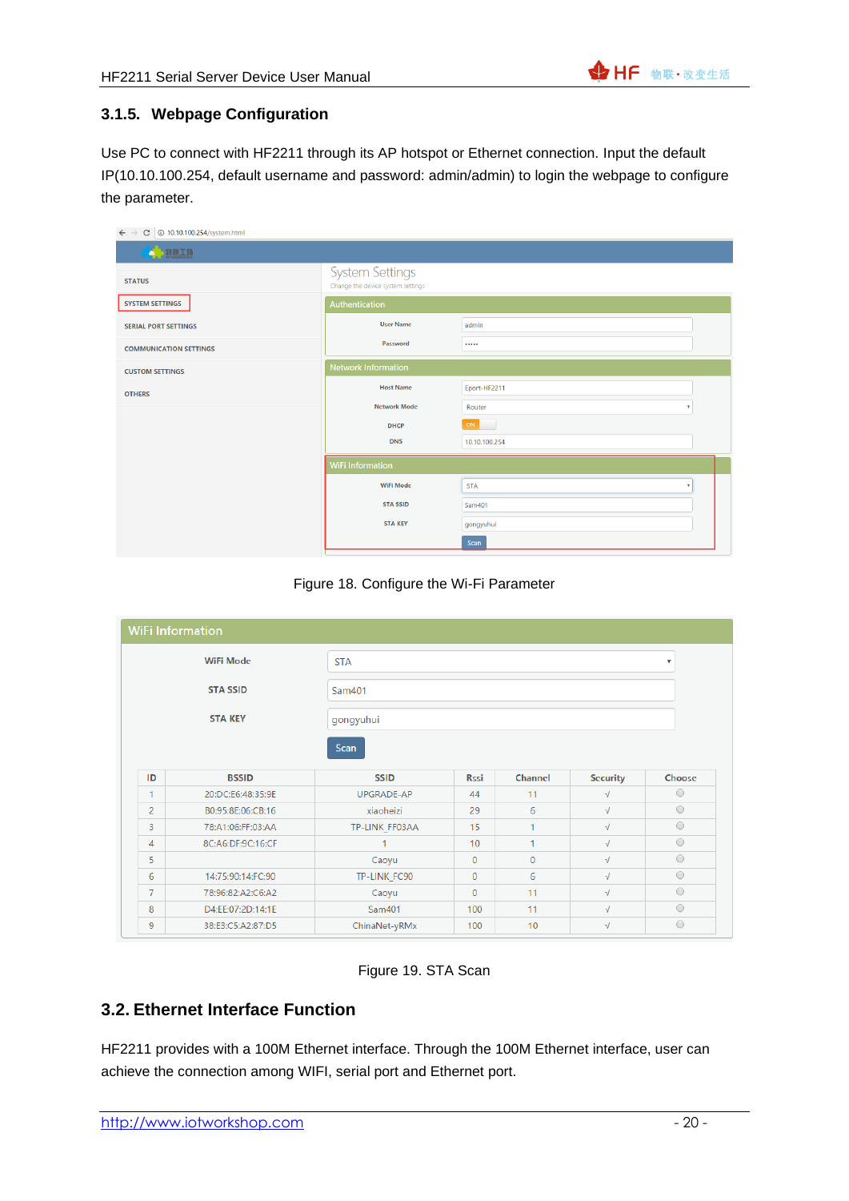### 3.1.5. Webpage Configuration

Use PC to connect with HF2211 through its AP hotspot or Ethernet connection. Input the default IP(10.10.100.254, default username and password: admin/admin) to login the webpage to configure the parameter.

Figure 18. Configure the Wi-Fi Parameter

Figure 19. STA Scan

## 3.2. Ethernet Interface Function

HF2211 provides with a 100M Ethernet interface. Through the 100M Ethernet interface, user can achieve the connection among WIFI, serial port and Ethernet port.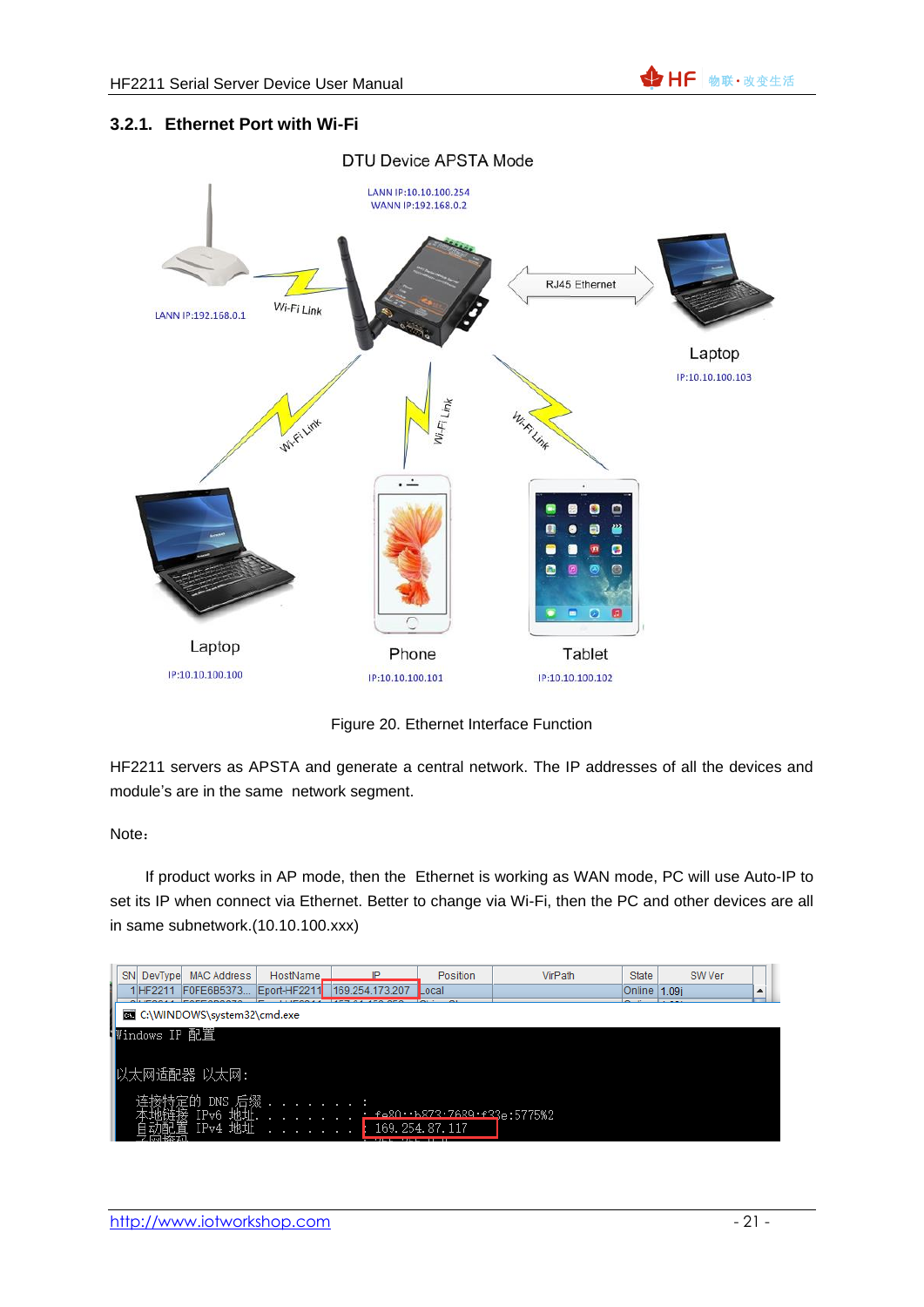### 3.2.1. Ethernet Port with Wi-Fi

Figure 20. Ethernet Interface Function

HF2211 servers as APSTA and generate a central network. The IP addresses of all the devices and module's are in the same network segment.

Note：

If product works in AP mode, then the Ethernet is working as WAN mode, PC will use Auto-IP to set its IP when connect via Ethernet. Better to change via Wi-Fi, then the PC and other devices are all in same subnetwork.(10.10.100.xxx)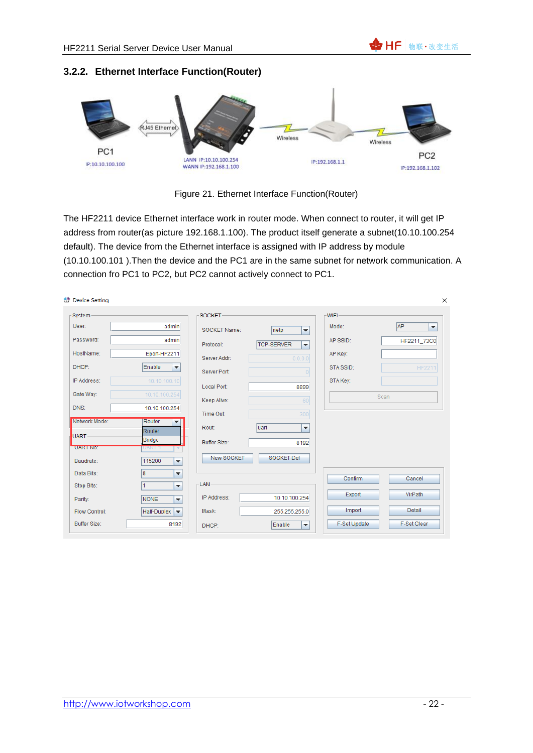### 3.2.2. Ethernet Interface Function(Router)

Figure 21. Ethernet Interface Function(Router)

The HF2211 device Ethernet interface work in router mode. When connect to router, it will get IP address from router(as picture 192.168.1.100). The product itself generate a subnet(10.10.100.254 default). The device from the Ethernet interface is assigned with IP address by module (10.10.100.101 ).Then the device and the PC1 are in the same subnet for network communication. A connection fro PC1 to PC2, but PC2 cannot actively connect to PC1.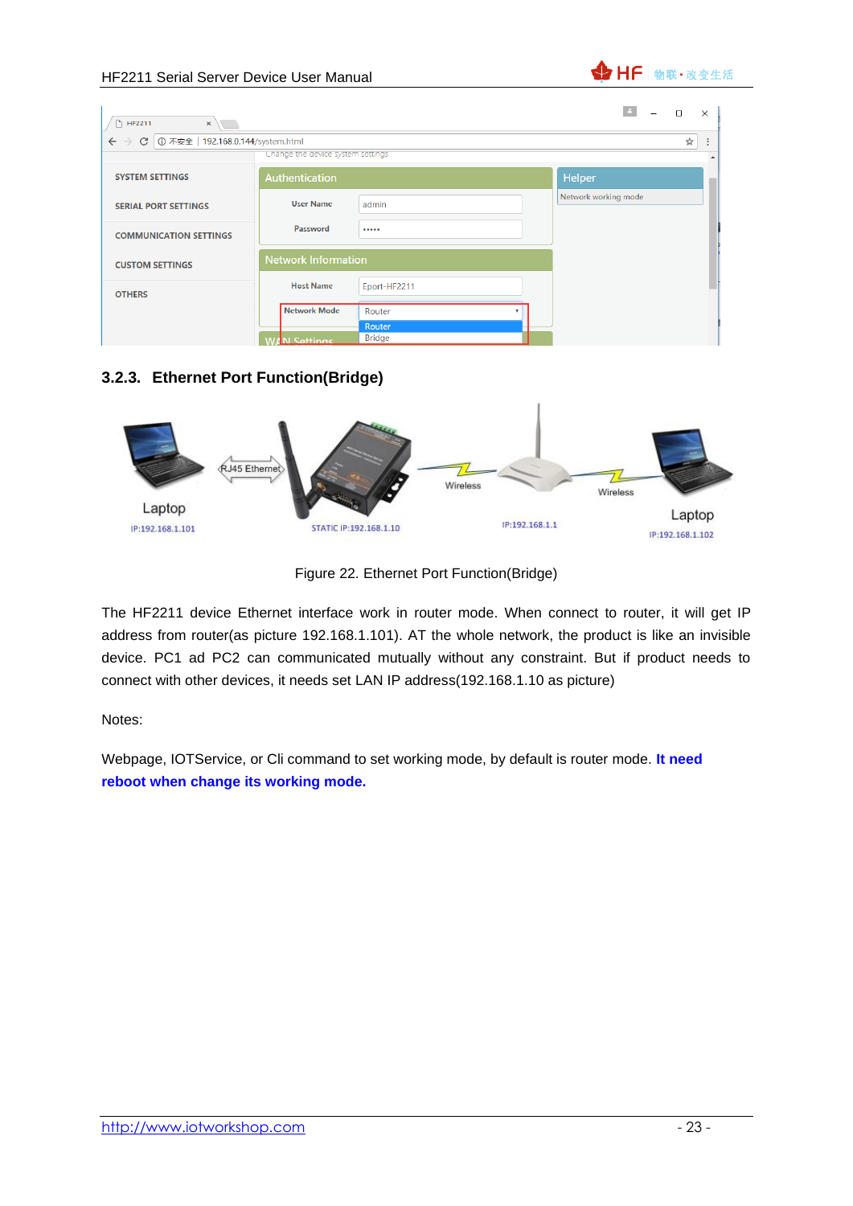### 3.2.3. Ethernet Port Function(Bridge)

Figure 22. Ethernet Port Function(Bridge)

The HF2211 device Ethernet interface work in router mode. When connect to router, it will get IP address from router(as picture 192.168.1.101). AT the whole network, the product is like an invisible device. PC1 ad PC2 can communicated mutually without any constraint. But if product needs to connect with other devices, it needs set LAN IP address(192.168.1.10 as picture)

Notes:

Webpage, IOTService, or Cli command to set working mode, by default is router mode. **It need reboot when change its working mode.**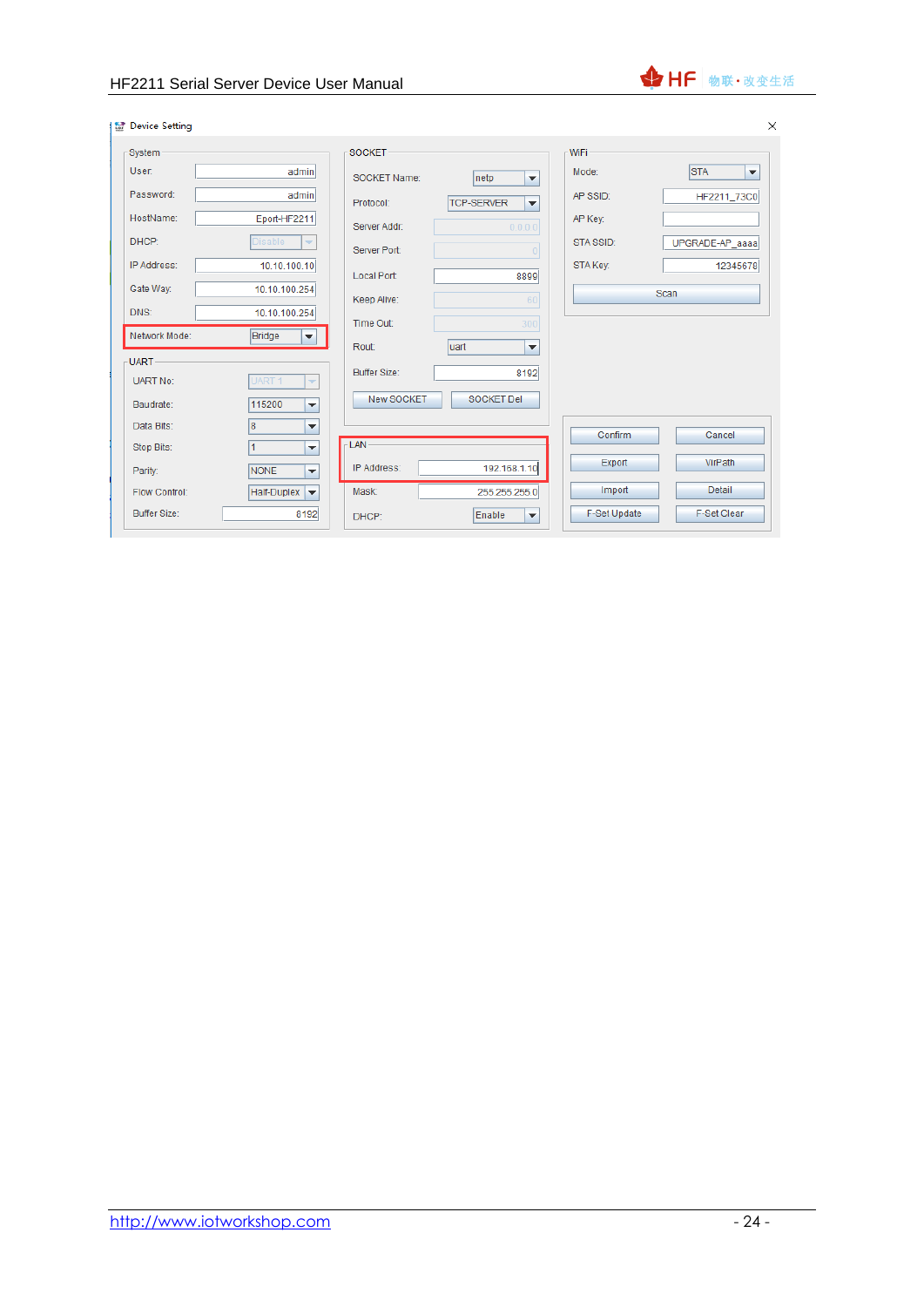**Device Setting**

**System**

| Field | Value |
| --- | --- |
| User: | admin |
| Password: | admin |
| HostName: | Eport-HF2211 |
| DHCP: | Disable |
| IP Address: | 10.10.100.10 |
| Gate Way: | 10.10.100.254 |
| DNS: | 10.10.100.254 |
| Network Mode: | Bridge |

**UART**

| Field | Value |
| --- | --- |
| UART No: | UART 1 |
| Baudrate: | 115200 |
| Data Bits: | 8 |
| Stop Bits: | 1 |
| Parity: | NONE |
| Flow Control: | Half-Duplex |
| Buffer Size: | 8192 |

**SOCKET**

| Field | Value |
| --- | --- |
| SOCKET Name: | netp |
| Protocol: | TCP-SERVER |
| Server Addr: | 0.0.0.0 |
| Server Port: | 0 |
| Local Port: | 8899 |
| Keep Alive: | 60 |
| Time Out: | 300 |
| Rout: | uart |
| Buffer Size: | 8192 |

New SOCKET | SOCKET Del

**LAN**

| Field | Value |
| --- | --- |
| IP Address: | 192.168.1.10 |
| Mask: | 255.255.255.0 |
| DHCP: | Enable |

**WiFi**

| Field | Value |
| --- | --- |
| Mode: | STA |
| AP SSID: | HF2211_73C0 |
| AP Key: | |
| STA SSID: | UPGRADE-AP_aaaa |
| STA Key: | 12345678 |

Scan

Confirm | Cancel | Export | VirPath | Import | Detail | F-Set Update | F-Set Clear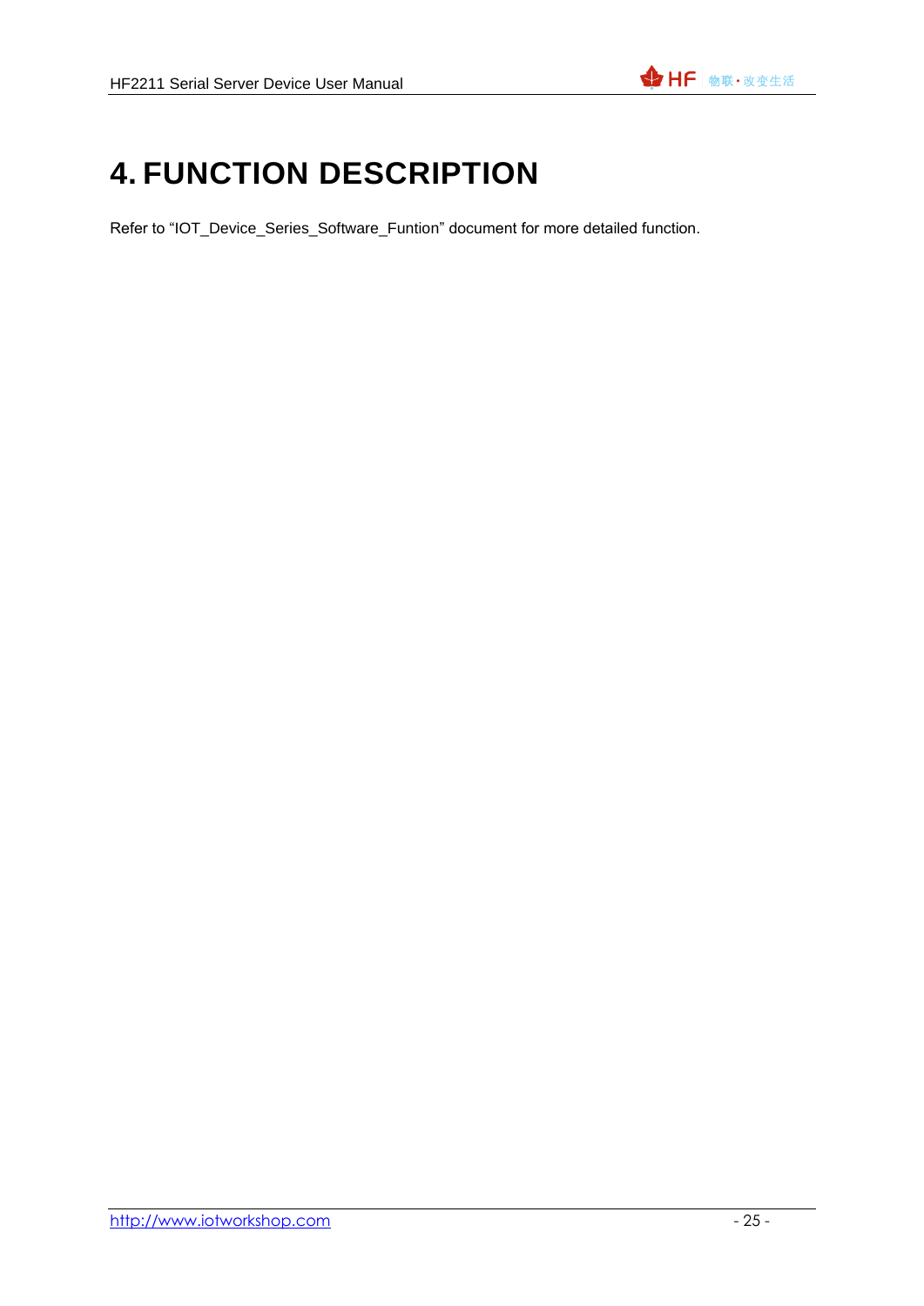# 4. FUNCTION DESCRIPTION

Refer to “IOT_Device_Series_Software_Funtion” document for more detailed function.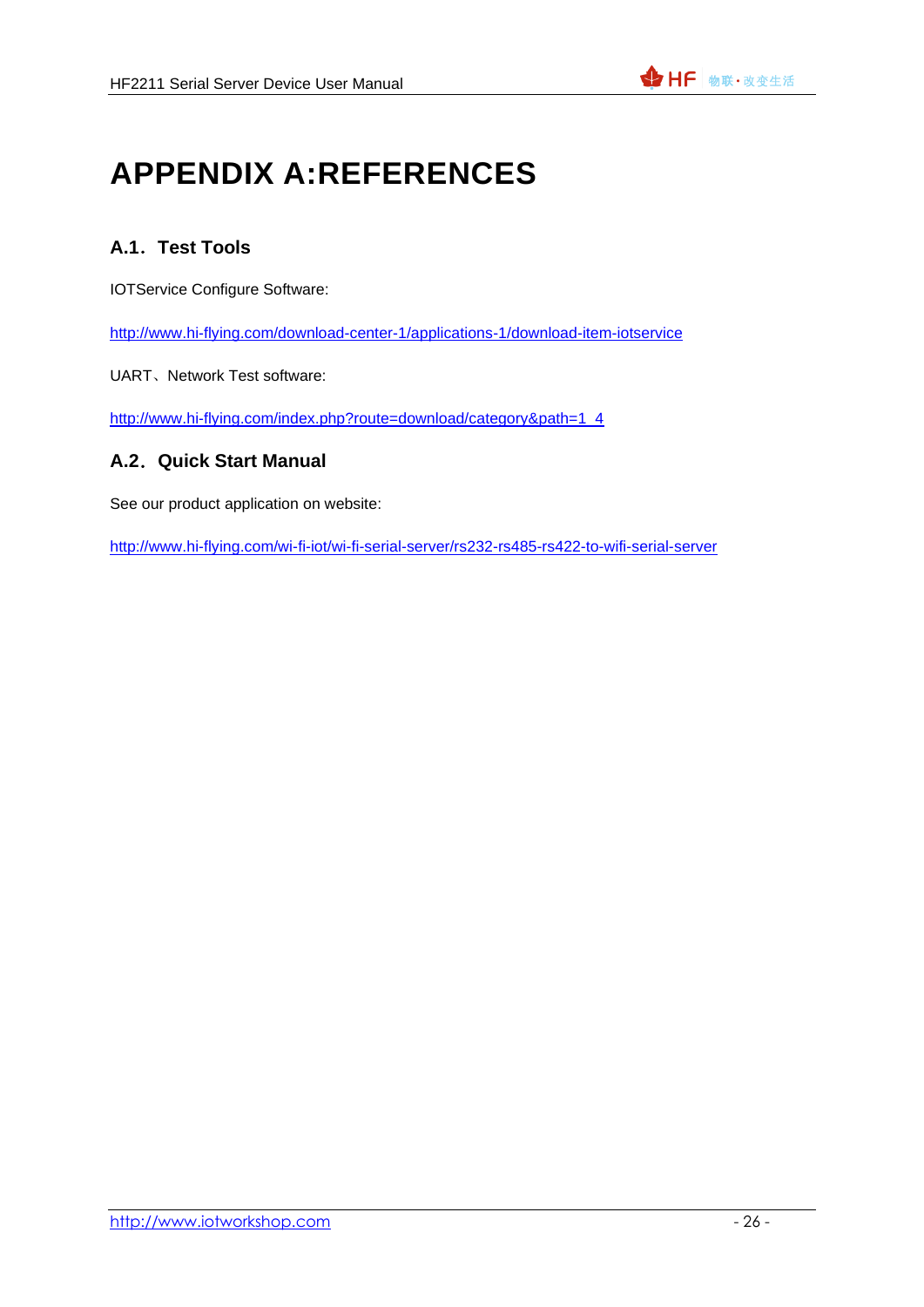# APPENDIX A:REFERENCES

## A.1. Test Tools

IOTService Configure Software:

http://www.hi-flying.com/download-center-1/applications-1/download-item-iotservice

UART、Network Test software:

http://www.hi-flying.com/index.php?route=download/category&path=1_4

## A.2. Quick Start Manual

See our product application on website:

http://www.hi-flying.com/wi-fi-iot/wi-fi-serial-server/rs232-rs485-rs422-to-wifi-serial-server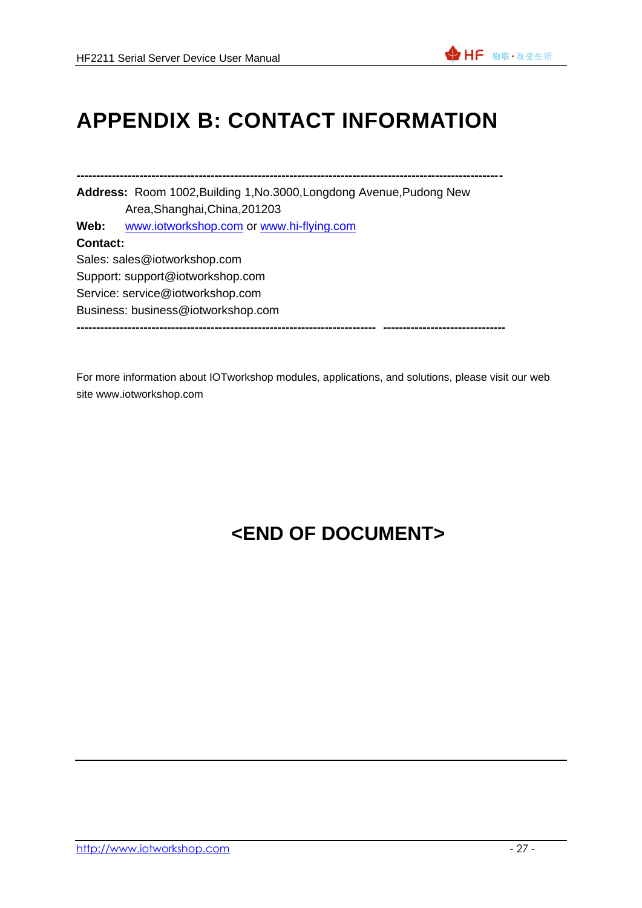# APPENDIX B: CONTACT INFORMATION

------------------------------------------------------------------------------------------------------------

**Address:** Room 1002,Building 1,No.3000,Longdong Avenue,Pudong New Area,Shanghai,China,201203

**Web:** www.iotworkshop.com or www.hi-flying.com

**Contact:**

Sales: sales@iotworkshop.com

Support: support@iotworkshop.com

Service: service@iotworkshop.com

Business: business@iotworkshop.com

----------------------------------------------------------------------------  -------------------------------

For more information about IOTworkshop modules, applications, and solutions, please visit our web site www.iotworkshop.com

## <END OF DOCUMENT>